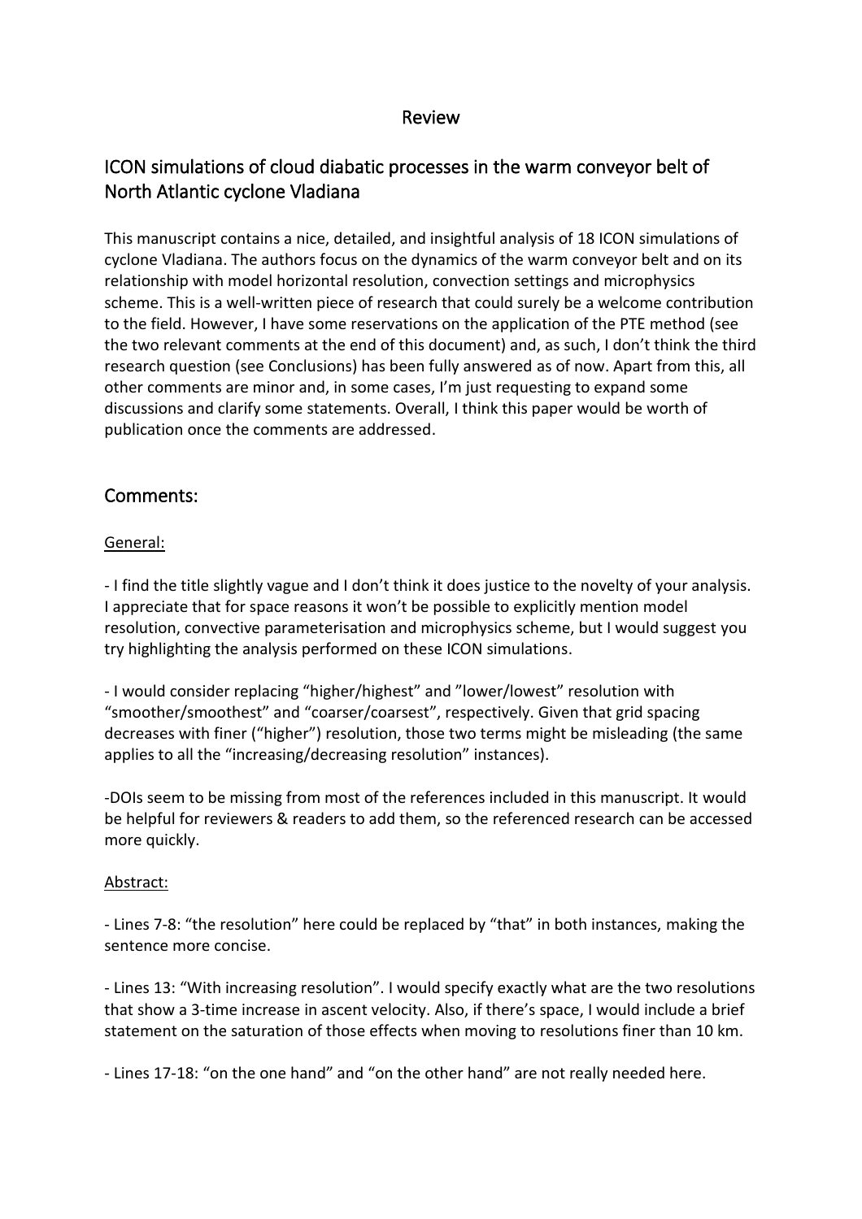# Review

## ICON simulations of cloud diabatic processes in the warm conveyor belt of North Atlantic cyclone Vladiana

This manuscript contains a nice, detailed, and insightful analysis of 18 ICON simulations of cyclone Vladiana. The authors focus on the dynamics of the warm conveyor belt and on its relationship with model horizontal resolution, convection settings and microphysics scheme. This is a well-written piece of research that could surely be a welcome contribution to the field. However, I have some reservations on the application of the PTE method (see the two relevant comments at the end of this document) and, as such, I don't think the third research question (see Conclusions) has been fully answered as of now. Apart from this, all other comments are minor and, in some cases, I'm just requesting to expand some discussions and clarify some statements. Overall, I think this paper would be worth of publication once the comments are addressed.

## Comments:

General:

- I find the title slightly vague and I don't think it does justice to the novelty of your analysis. I appreciate that for space reasons it won't be possible to explicitly mention model resolution, convective parameterisation and microphysics scheme, but I would suggest you try highlighting the analysis performed on these ICON simulations.

- I would consider replacing "higher/highest" and "lower/lowest" resolution with "smoother/smoothest" and "coarser/coarsest", respectively. Given that grid spacing decreases with finer ("higher") resolution, those two terms might be misleading (the same applies to all the "increasing/decreasing resolution" instances).

-DOIs seem to be missing from most of the references included in this manuscript. It would be helpful for reviewers & readers to add them, so the referenced research can be accessed more quickly.

Abstract:

- Lines 7-8: "the resolution" here could be replaced by "that" in both instances, making the sentence more concise.

- Lines 13: "With increasing resolution". I would specify exactly what are the two resolutions that show a 3-time increase in ascent velocity. Also, if there's space, I would include a brief statement on the saturation of those effects when moving to resolutions finer than 10 km.

- Lines 17-18: "on the one hand" and "on the other hand" are not really needed here.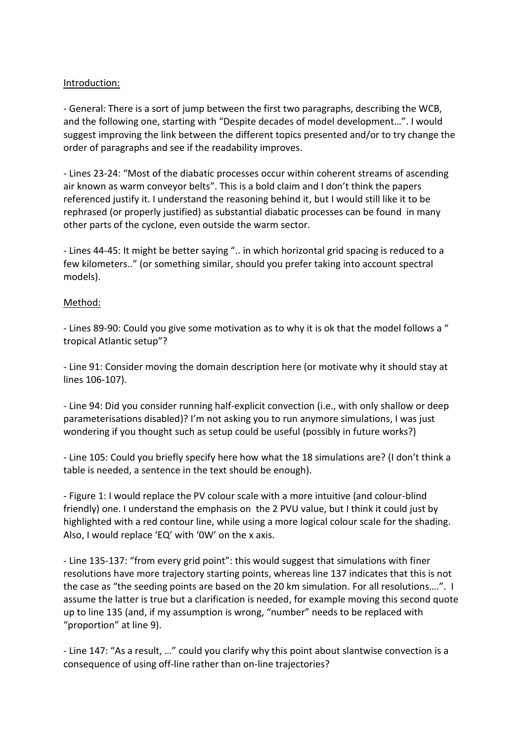Introduction:

- General: There is a sort of jump between the first two paragraphs, describing the WCB, and the following one, starting with "Despite decades of model development…". I would suggest improving the link between the different topics presented and/or to try change the order of paragraphs and see if the readability improves.

- Lines 23-24: "Most of the diabatic processes occur within coherent streams of ascending air known as warm conveyor belts". This is a bold claim and I don't think the papers referenced justify it. I understand the reasoning behind it, but I would still like it to be rephrased (or properly justified) as substantial diabatic processes can be found in many other parts of the cyclone, even outside the warm sector.

- Lines 44-45: It might be better saying ".. in which horizontal grid spacing is reduced to a few kilometers.." (or something similar, should you prefer taking into account spectral models).

Method:

- Lines 89-90: Could you give some motivation as to why it is ok that the model follows a " tropical Atlantic setup"?

- Line 91: Consider moving the domain description here (or motivate why it should stay at lines 106-107).

- Line 94: Did you consider running half-explicit convection (i.e., with only shallow or deep parameterisations disabled)? I'm not asking you to run anymore simulations, I was just wondering if you thought such as setup could be useful (possibly in future works?)

- Line 105: Could you briefly specify here how what the 18 simulations are? (I don't think a table is needed, a sentence in the text should be enough).

- Figure 1: I would replace the PV colour scale with a more intuitive (and colour-blind friendly) one. I understand the emphasis on the 2 PVU value, but I think it could just by highlighted with a red contour line, while using a more logical colour scale for the shading. Also, I would replace 'EQ' with '0W' on the x axis.

- Line 135-137: "from every grid point": this would suggest that simulations with finer resolutions have more trajectory starting points, whereas line 137 indicates that this is not the case as "the seeding points are based on the 20 km simulation. For all resolutions….". I assume the latter is true but a clarification is needed, for example moving this second quote up to line 135 (and, if my assumption is wrong, "number" needs to be replaced with "proportion" at line 9).

- Line 147: "As a result, …" could you clarify why this point about slantwise convection is a consequence of using off-line rather than on-line trajectories?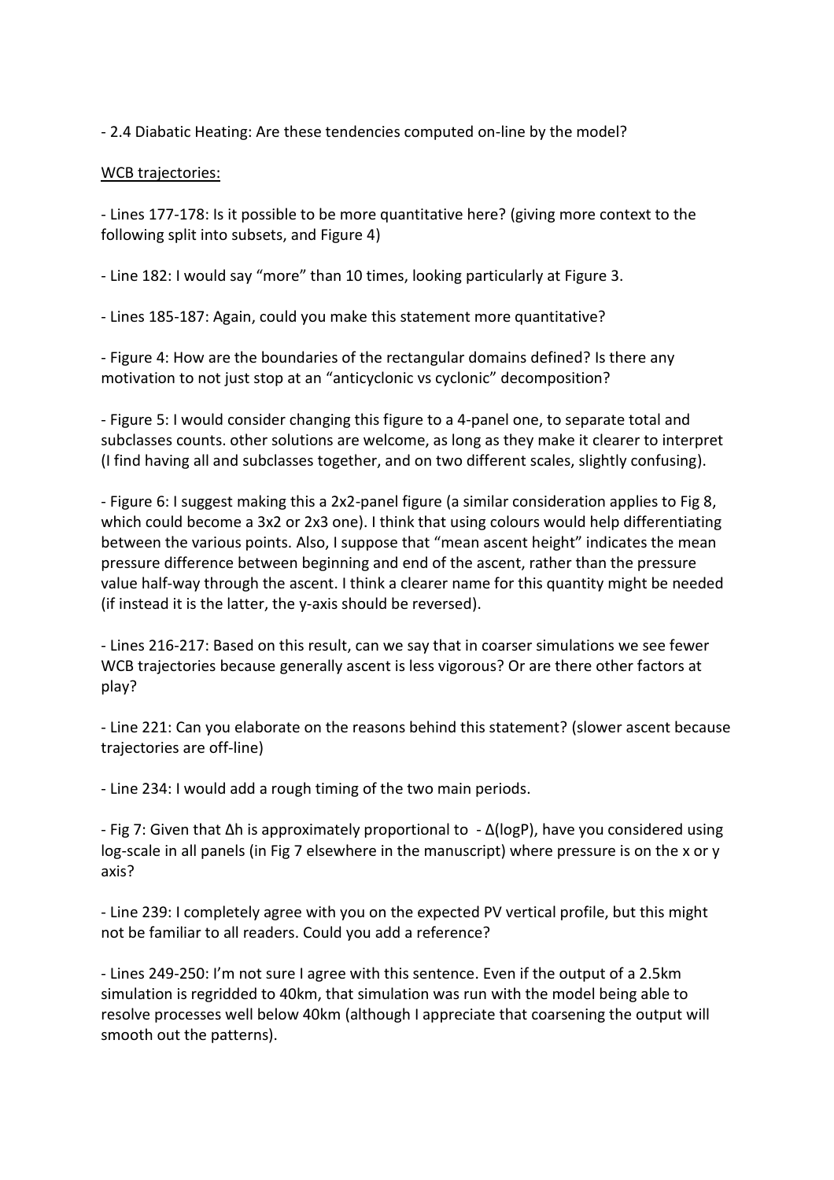- 2.4 Diabatic Heating: Are these tendencies computed on-line by the model?

<u>WCB trajectories:</u>

- Lines 177-178: Is it possible to be more quantitative here? (giving more context to the following split into subsets, and Figure 4)

- Line 182: I would say "more" than 10 times, looking particularly at Figure 3.

- Lines 185-187: Again, could you make this statement more quantitative?

- Figure 4: How are the boundaries of the rectangular domains defined? Is there any motivation to not just stop at an "anticyclonic vs cyclonic" decomposition?

- Figure 5: I would consider changing this figure to a 4-panel one, to separate total and subclasses counts. other solutions are welcome, as long as they make it clearer to interpret (I find having all and subclasses together, and on two different scales, slightly confusing).

- Figure 6: I suggest making this a 2x2-panel figure (a similar consideration applies to Fig 8, which could become a 3x2 or 2x3 one). I think that using colours would help differentiating between the various points. Also, I suppose that "mean ascent height" indicates the mean pressure difference between beginning and end of the ascent, rather than the pressure value half-way through the ascent. I think a clearer name for this quantity might be needed (if instead it is the latter, the y-axis should be reversed).

- Lines 216-217: Based on this result, can we say that in coarser simulations we see fewer WCB trajectories because generally ascent is less vigorous? Or are there other factors at play?

- Line 221: Can you elaborate on the reasons behind this statement? (slower ascent because trajectories are off-line)

- Line 234: I would add a rough timing of the two main periods.

- Fig 7: Given that $\Delta h$ is approximately proportional to $-\Delta(\log P)$, have you considered using log-scale in all panels (in Fig 7 elsewhere in the manuscript) where pressure is on the x or y axis?

- Line 239: I completely agree with you on the expected PV vertical profile, but this might not be familiar to all readers. Could you add a reference?

- Lines 249-250: I'm not sure I agree with this sentence. Even if the output of a 2.5km simulation is regridded to 40km, that simulation was run with the model being able to resolve processes well below 40km (although I appreciate that coarsening the output will smooth out the patterns).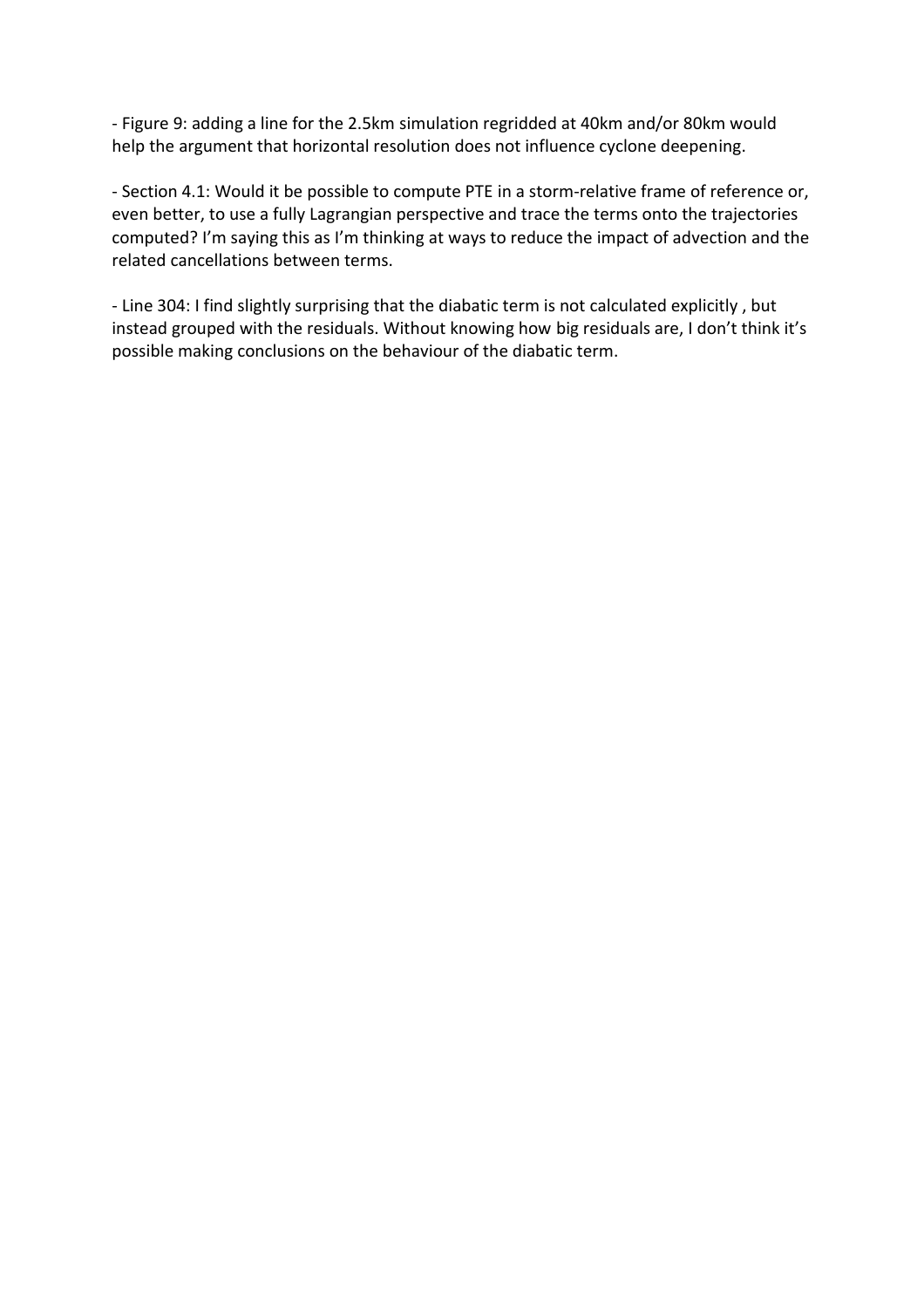- Figure 9: adding a line for the 2.5km simulation regridded at 40km and/or 80km would help the argument that horizontal resolution does not influence cyclone deepening.

- Section 4.1: Would it be possible to compute PTE in a storm-relative frame of reference or, even better, to use a fully Lagrangian perspective and trace the terms onto the trajectories computed? I'm saying this as I'm thinking at ways to reduce the impact of advection and the related cancellations between terms.

- Line 304: I find slightly surprising that the diabatic term is not calculated explicitly , but instead grouped with the residuals. Without knowing how big residuals are, I don't think it's possible making conclusions on the behaviour of the diabatic term.